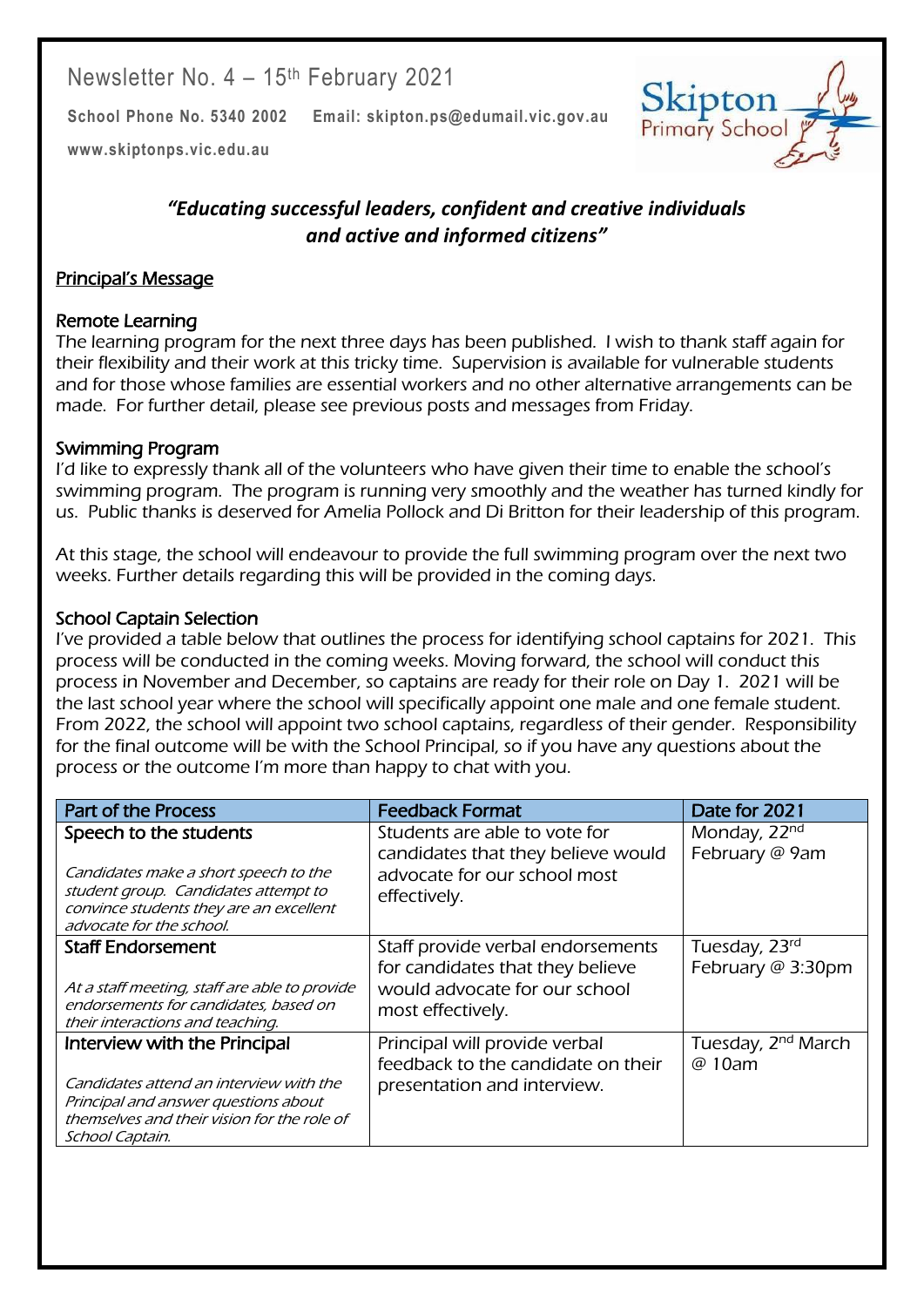Newsletter No. 4 – 15th February 2021

**School Phone No. 5340 2002** **Email: skipton.ps@edumail.vic.gov.au**

**www.skiptonps.vic.edu.au**

Skipton Primary School

***"Educating successful leaders, confident and creative individuals and active and informed citizens"***

## Principal's Message

### Remote Learning

The learning program for the next three days has been published. I wish to thank staff again for their flexibility and their work at this tricky time. Supervision is available for vulnerable students and for those whose families are essential workers and no other alternative arrangements can be made. For further detail, please see previous posts and messages from Friday.

### Swimming Program

I'd like to expressly thank all of the volunteers who have given their time to enable the school's swimming program. The program is running very smoothly and the weather has turned kindly for us. Public thanks is deserved for Amelia Pollock and Di Britton for their leadership of this program.

At this stage, the school will endeavour to provide the full swimming program over the next two weeks. Further details regarding this will be provided in the coming days.

### School Captain Selection

I've provided a table below that outlines the process for identifying school captains for 2021. This process will be conducted in the coming weeks. Moving forward, the school will conduct this process in November and December, so captains are ready for their role on Day 1. 2021 will be the last school year where the school will specifically appoint one male and one female student. From 2022, the school will appoint two school captains, regardless of their gender. Responsibility for the final outcome will be with the School Principal, so if you have any questions about the process or the outcome I'm more than happy to chat with you.

| Part of the Process | Feedback Format | Date for 2021 |
|---|---|---|
| Speech to the students<br><br>*Candidates make a short speech to the student group. Candidates attempt to convince students they are an excellent advocate for the school.* | Students are able to vote for candidates that they believe would advocate for our school most effectively. | Monday, 22nd February @ 9am |
| Staff Endorsement<br><br>*At a staff meeting, staff are able to provide endorsements for candidates, based on their interactions and teaching.* | Staff provide verbal endorsements for candidates that they believe would advocate for our school most effectively. | Tuesday, 23rd February @ 3:30pm |
| Interview with the Principal<br><br>*Candidates attend an interview with the Principal and answer questions about themselves and their vision for the role of School Captain.* | Principal will provide verbal feedback to the candidate on their presentation and interview. | Tuesday, 2nd March @ 10am |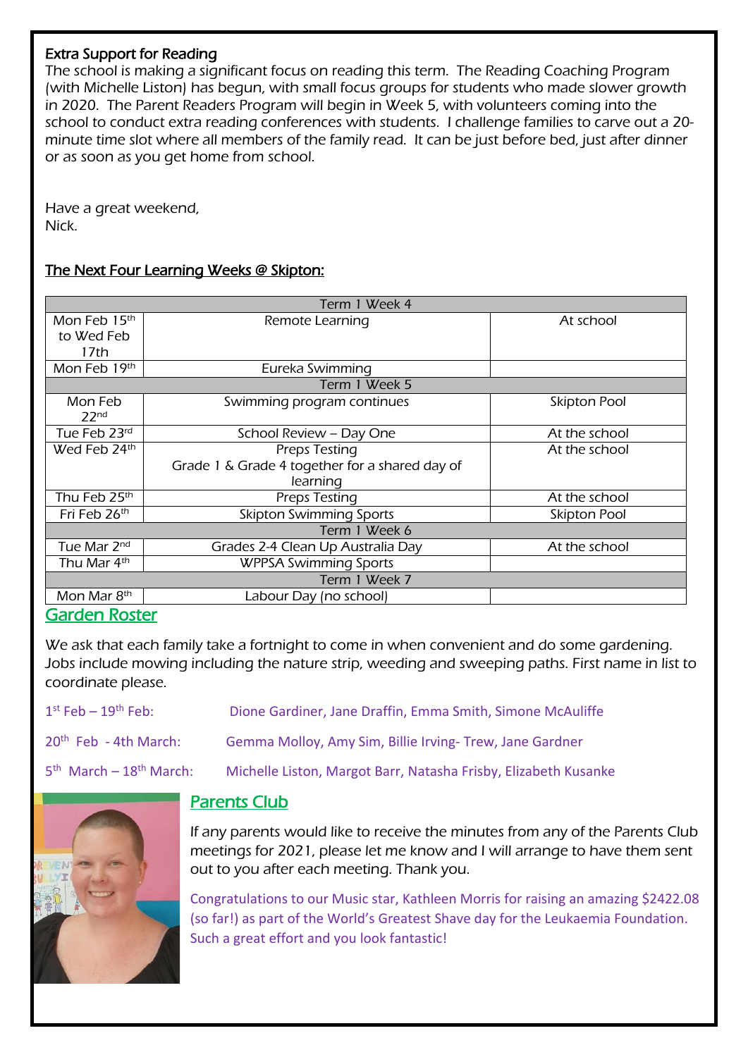### Extra Support for Reading

The school is making a significant focus on reading this term. The Reading Coaching Program (with Michelle Liston) has begun, with small focus groups for students who made slower growth in 2020. The Parent Readers Program will begin in Week 5, with volunteers coming into the school to conduct extra reading conferences with students. I challenge families to carve out a 20-minute time slot where all members of the family read. It can be just before bed, just after dinner or as soon as you get home from school.

Have a great weekend,
Nick.

### The Next Four Learning Weeks @ Skipton:

| | | |
|---|---|---|
| Term 1 Week 4 | | |
| Mon Feb 15th to Wed Feb 17th | Remote Learning | At school |
| Mon Feb 19th | Eureka Swimming | |
| Term 1 Week 5 | | |
| Mon Feb 22nd | Swimming program continues | Skipton Pool |
| Tue Feb 23rd | School Review – Day One | At the school |
| Wed Feb 24th | Preps Testing<br>Grade 1 & Grade 4 together for a shared day of learning | At the school |
| Thu Feb 25th | Preps Testing | At the school |
| Fri Feb 26th | Skipton Swimming Sports | Skipton Pool |
| Term 1 Week 6 | | |
| Tue Mar 2nd | Grades 2-4 Clean Up Australia Day | At the school |
| Thu Mar 4th | WPPSA Swimming Sports | |
| Term 1 Week 7 | | |
| Mon Mar 8th | Labour Day (no school) | |

## Garden Roster

We ask that each family take a fortnight to come in when convenient and do some gardening. Jobs include mowing including the nature strip, weeding and sweeping paths. First name in list to coordinate please.

1st Feb – 19th Feb: Dione Gardiner, Jane Draffin, Emma Smith, Simone McAuliffe

20th Feb - 4th March: Gemma Molloy, Amy Sim, Billie Irving- Trew, Jane Gardner

5th March – 18th March: Michelle Liston, Margot Barr, Natasha Frisby, Elizabeth Kusanke

## Parents Club

If any parents would like to receive the minutes from any of the Parents Club meetings for 2021, please let me know and I will arrange to have them sent out to you after each meeting. Thank you.

Congratulations to our Music star, Kathleen Morris for raising an amazing $2422.08 (so far!) as part of the World's Greatest Shave day for the Leukaemia Foundation. Such a great effort and you look fantastic!